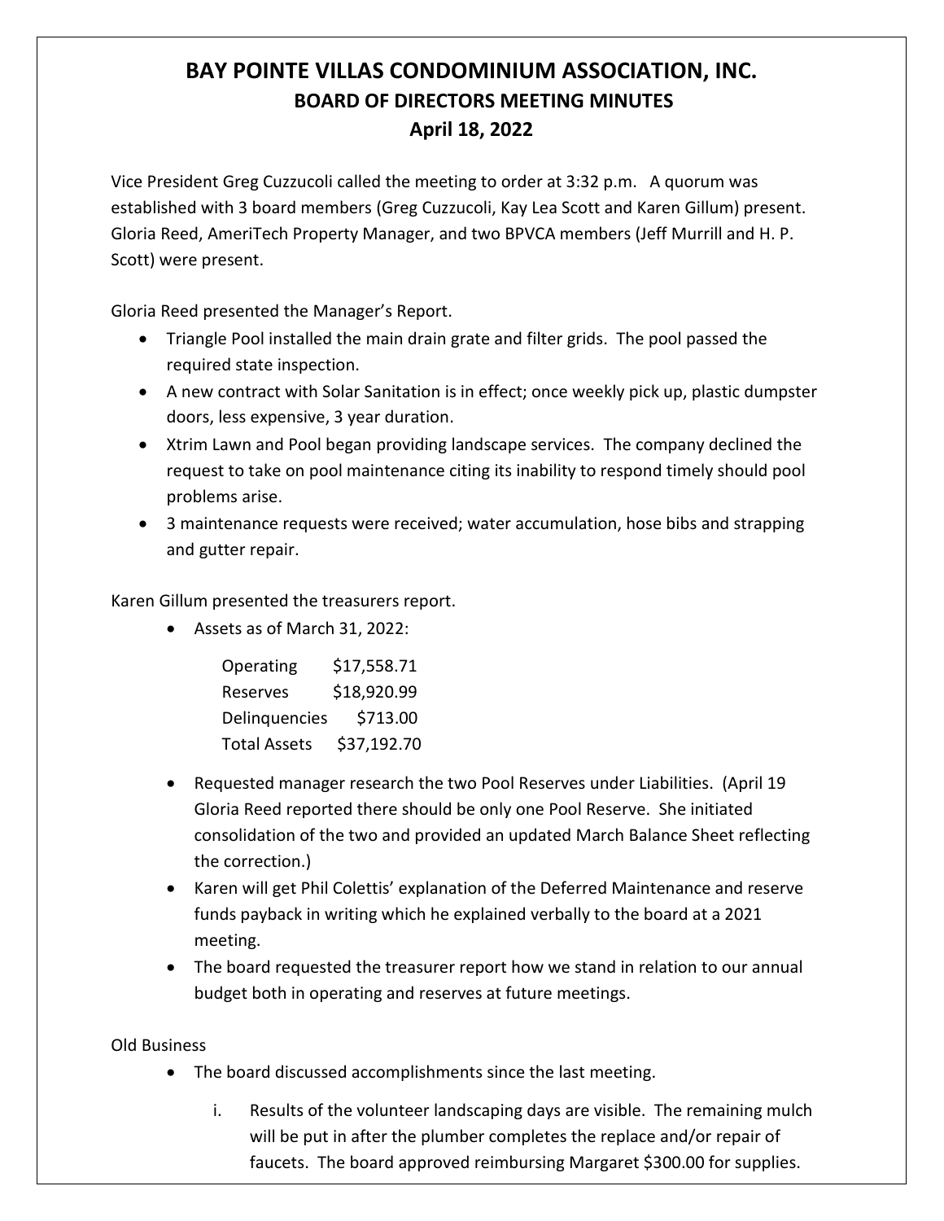# BAY POINTE VILLAS CONDOMINIUM ASSOCIATION, INC.

## BOARD OF DIRECTORS MEETING MINUTES

## April 18, 2022

Vice President Greg Cuzzucoli called the meeting to order at 3:32 p.m. A quorum was established with 3 board members (Greg Cuzzucoli, Kay Lea Scott and Karen Gillum) present. Gloria Reed, AmeriTech Property Manager, and two BPVCA members (Jeff Murrill and H. P. Scott) were present.

Gloria Reed presented the Manager's Report.

- Triangle Pool installed the main drain grate and filter grids. The pool passed the required state inspection.
- A new contract with Solar Sanitation is in effect; once weekly pick up, plastic dumpster doors, less expensive, 3 year duration.
- Xtrim Lawn and Pool began providing landscape services. The company declined the request to take on pool maintenance citing its inability to respond timely should pool problems arise.
- 3 maintenance requests were received; water accumulation, hose bibs and strapping and gutter repair.

Karen Gillum presented the treasurers report.

- Assets as of March 31, 2022:

| | |
|---|---|
| Operating | $17,558.71 |
| Reserves | $18,920.99 |
| Delinquencies | $713.00 |
| Total Assets | $37,192.70 |

- Requested manager research the two Pool Reserves under Liabilities. (April 19 Gloria Reed reported there should be only one Pool Reserve. She initiated consolidation of the two and provided an updated March Balance Sheet reflecting the correction.)
- Karen will get Phil Colettis' explanation of the Deferred Maintenance and reserve funds payback in writing which he explained verbally to the board at a 2021 meeting.
- The board requested the treasurer report how we stand in relation to our annual budget both in operating and reserves at future meetings.

Old Business

- The board discussed accomplishments since the last meeting.
  i. Results of the volunteer landscaping days are visible. The remaining mulch will be put in after the plumber completes the replace and/or repair of faucets. The board approved reimbursing Margaret $300.00 for supplies.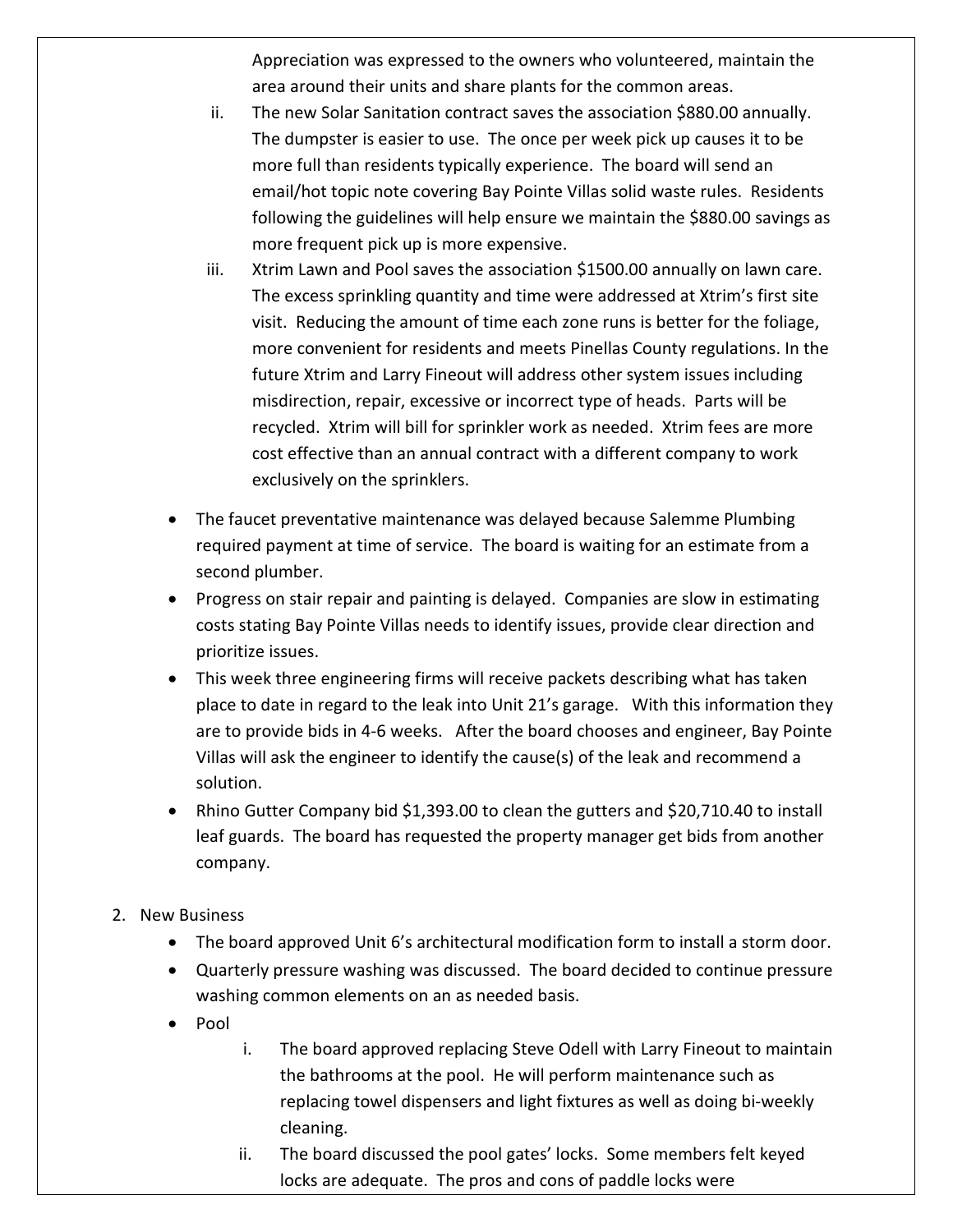Appreciation was expressed to the owners who volunteered, maintain the area around their units and share plants for the common areas.

    ii. The new Solar Sanitation contract saves the association $880.00 annually. The dumpster is easier to use. The once per week pick up causes it to be more full than residents typically experience. The board will send an email/hot topic note covering Bay Pointe Villas solid waste rules. Residents following the guidelines will help ensure we maintain the $880.00 savings as more frequent pick up is more expensive.

    iii. Xtrim Lawn and Pool saves the association $1500.00 annually on lawn care. The excess sprinkling quantity and time were addressed at Xtrim's first site visit. Reducing the amount of time each zone runs is better for the foliage, more convenient for residents and meets Pinellas County regulations. In the future Xtrim and Larry Fineout will address other system issues including misdirection, repair, excessive or incorrect type of heads. Parts will be recycled. Xtrim will bill for sprinkler work as needed. Xtrim fees are more cost effective than an annual contract with a different company to work exclusively on the sprinklers.

- The faucet preventative maintenance was delayed because Salemme Plumbing required payment at time of service. The board is waiting for an estimate from a second plumber.
- Progress on stair repair and painting is delayed. Companies are slow in estimating costs stating Bay Pointe Villas needs to identify issues, provide clear direction and prioritize issues.
- This week three engineering firms will receive packets describing what has taken place to date in regard to the leak into Unit 21's garage. With this information they are to provide bids in 4-6 weeks. After the board chooses and engineer, Bay Pointe Villas will ask the engineer to identify the cause(s) of the leak and recommend a solution.
- Rhino Gutter Company bid $1,393.00 to clean the gutters and $20,710.40 to install leaf guards. The board has requested the property manager get bids from another company.

2. New Business
    - The board approved Unit 6's architectural modification form to install a storm door.
    - Quarterly pressure washing was discussed. The board decided to continue pressure washing common elements on an as needed basis.
    - Pool
        i. The board approved replacing Steve Odell with Larry Fineout to maintain the bathrooms at the pool. He will perform maintenance such as replacing towel dispensers and light fixtures as well as doing bi-weekly cleaning.
        ii. The board discussed the pool gates' locks. Some members felt keyed locks are adequate. The pros and cons of paddle locks were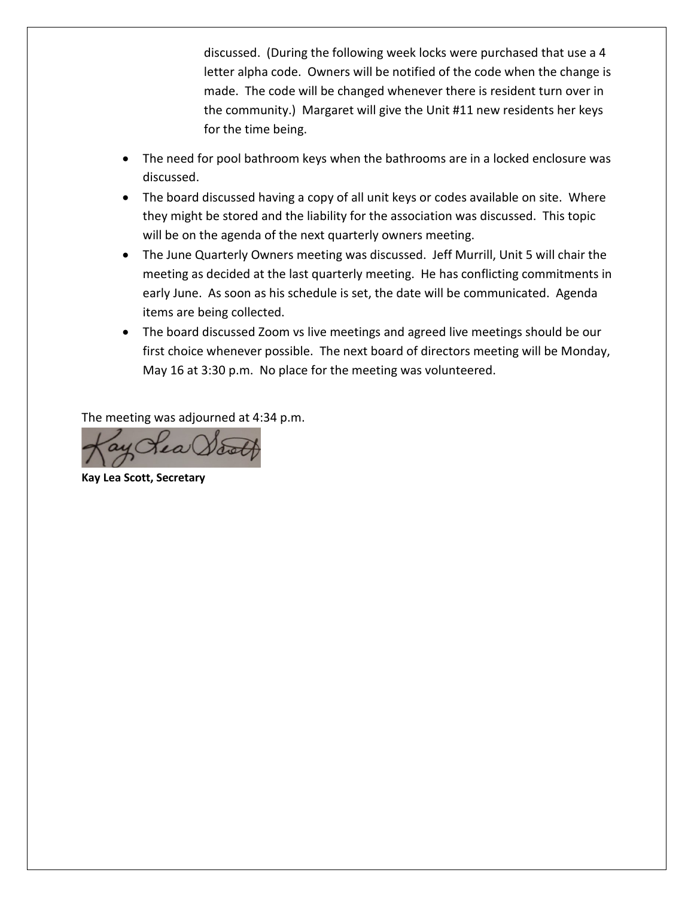discussed. (During the following week locks were purchased that use a 4 letter alpha code. Owners will be notified of the code when the change is made. The code will be changed whenever there is resident turn over in the community.) Margaret will give the Unit #11 new residents her keys for the time being.

- The need for pool bathroom keys when the bathrooms are in a locked enclosure was discussed.
- The board discussed having a copy of all unit keys or codes available on site. Where they might be stored and the liability for the association was discussed. This topic will be on the agenda of the next quarterly owners meeting.
- The June Quarterly Owners meeting was discussed. Jeff Murrill, Unit 5 will chair the meeting as decided at the last quarterly meeting. He has conflicting commitments in early June. As soon as his schedule is set, the date will be communicated. Agenda items are being collected.
- The board discussed Zoom vs live meetings and agreed live meetings should be our first choice whenever possible. The next board of directors meeting will be Monday, May 16 at 3:30 p.m. No place for the meeting was volunteered.

The meeting was adjourned at 4:34 p.m.

Kay Lea Scott

**Kay Lea Scott, Secretary**